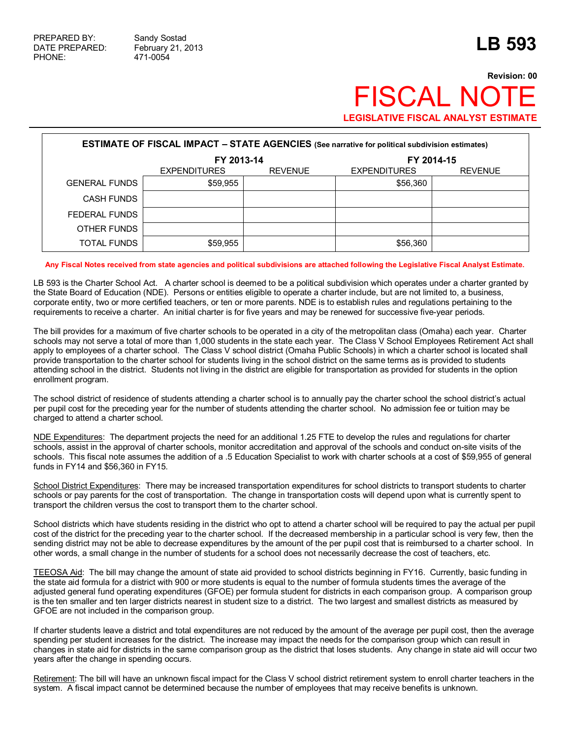PREPARED BY: Sandy Sostad
DATE PREPARED: February 21, 2013
PHONE: 471-0054

# LB 593

**Revision: 00**

# FISCAL NOTE

**LEGISLATIVE FISCAL ANALYST ESTIMATE**

| **ESTIMATE OF FISCAL IMPACT – STATE AGENCIES** (See narrative for political subdivision estimates) | | | | |
|---|---|---|---|---|
| | **FY 2013-14** | | **FY 2014-15** | |
| | EXPENDITURES | REVENUE | EXPENDITURES | REVENUE |
| GENERAL FUNDS | $59,955 | | $56,360 | |
| CASH FUNDS | | | | |
| FEDERAL FUNDS | | | | |
| OTHER FUNDS | | | | |
| TOTAL FUNDS | $59,955 | | $56,360 | |

**Any Fiscal Notes received from state agencies and political subdivisions are attached following the Legislative Fiscal Analyst Estimate.**

LB 593 is the Charter School Act. A charter school is deemed to be a political subdivision which operates under a charter granted by the State Board of Education (NDE). Persons or entities eligible to operate a charter include, but are not limited to, a business, corporate entity, two or more certified teachers, or ten or more parents. NDE is to establish rules and regulations pertaining to the requirements to receive a charter. An initial charter is for five years and may be renewed for successive five-year periods.

The bill provides for a maximum of five charter schools to be operated in a city of the metropolitan class (Omaha) each year. Charter schools may not serve a total of more than 1,000 students in the state each year. The Class V School Employees Retirement Act shall apply to employees of a charter school. The Class V school district (Omaha Public Schools) in which a charter school is located shall provide transportation to the charter school for students living in the school district on the same terms as is provided to students attending school in the district. Students not living in the district are eligible for transportation as provided for students in the option enrollment program.

The school district of residence of students attending a charter school is to annually pay the charter school the school district's actual per pupil cost for the preceding year for the number of students attending the charter school. No admission fee or tuition may be charged to attend a charter school.

NDE Expenditures: The department projects the need for an additional 1.25 FTE to develop the rules and regulations for charter schools, assist in the approval of charter schools, monitor accreditation and approval of the schools and conduct on-site visits of the schools. This fiscal note assumes the addition of a .5 Education Specialist to work with charter schools at a cost of $59,955 of general funds in FY14 and $56,360 in FY15.

School District Expenditures: There may be increased transportation expenditures for school districts to transport students to charter schools or pay parents for the cost of transportation. The change in transportation costs will depend upon what is currently spent to transport the children versus the cost to transport them to the charter school.

School districts which have students residing in the district who opt to attend a charter school will be required to pay the actual per pupil cost of the district for the preceding year to the charter school. If the decreased membership in a particular school is very few, then the sending district may not be able to decrease expenditures by the amount of the per pupil cost that is reimbursed to a charter school. In other words, a small change in the number of students for a school does not necessarily decrease the cost of teachers, etc.

TEEOSA Aid: The bill may change the amount of state aid provided to school districts beginning in FY16. Currently, basic funding in the state aid formula for a district with 900 or more students is equal to the number of formula students times the average of the adjusted general fund operating expenditures (GFOE) per formula student for districts in each comparison group. A comparison group is the ten smaller and ten larger districts nearest in student size to a district. The two largest and smallest districts as measured by GFOE are not included in the comparison group.

If charter students leave a district and total expenditures are not reduced by the amount of the average per pupil cost, then the average spending per student increases for the district. The increase may impact the needs for the comparison group which can result in changes in state aid for districts in the same comparison group as the district that loses students. Any change in state aid will occur two years after the change in spending occurs.

Retirement: The bill will have an unknown fiscal impact for the Class V school district retirement system to enroll charter teachers in the system. A fiscal impact cannot be determined because the number of employees that may receive benefits is unknown.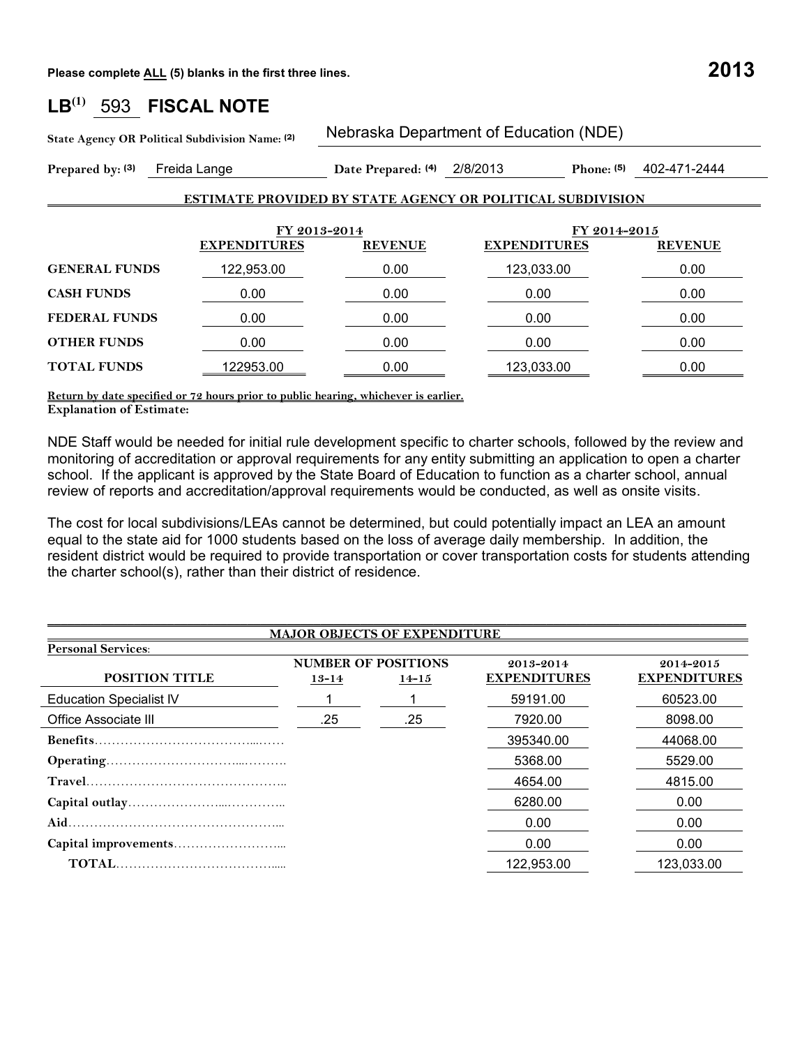Please complete ALL (5) blanks in the first three lines.

**2013**

# LB[(1)] 593 FISCAL NOTE

**State Agency OR Political Subdivision Name: (2)** Nebraska Department of Education (NDE)

**Prepared by: (3)** Freida Lange **Date Prepared: (4)** 2/8/2013 **Phone: (5)** 402-471-2444

**ESTIMATE PROVIDED BY STATE AGENCY OR POLITICAL SUBDIVISION**

| | FY 2013-2014 | | FY 2014-2015 | |
|---|---|---|---|---|
| | **EXPENDITURES** | **REVENUE** | **EXPENDITURES** | **REVENUE** |
| **GENERAL FUNDS** | 122,953.00 | 0.00 | 123,033.00 | 0.00 |
| **CASH FUNDS** | 0.00 | 0.00 | 0.00 | 0.00 |
| **FEDERAL FUNDS** | 0.00 | 0.00 | 0.00 | 0.00 |
| **OTHER FUNDS** | 0.00 | 0.00 | 0.00 | 0.00 |
| **TOTAL FUNDS** | 122953.00 | 0.00 | 123,033.00 | 0.00 |

Return by date specified or 72 hours prior to public hearing, whichever is earlier.

**Explanation of Estimate:**

NDE Staff would be needed for initial rule development specific to charter schools, followed by the review and monitoring of accreditation or approval requirements for any entity submitting an application to open a charter school. If the applicant is approved by the State Board of Education to function as a charter school, annual review of reports and accreditation/approval requirements would be conducted, as well as onsite visits.

The cost for local subdivisions/LEAs cannot be determined, but could potentially impact an LEA an amount equal to the state aid for 1000 students based on the loss of average daily membership. In addition, the resident district would be required to provide transportation or cover transportation costs for students attending the charter school(s), rather than their district of residence.

**MAJOR OBJECTS OF EXPENDITURE**

**Personal Services:**

| POSITION TITLE | NUMBER OF POSITIONS 13-14 | 14-15 | 2013-2014 EXPENDITURES | 2014-2015 EXPENDITURES |
|---|---|---|---|---|
| Education Specialist IV | 1 | 1 | 59191.00 | 60523.00 |
| Office Associate III | .25 | .25 | 7920.00 | 8098.00 |
| **Benefits** | | | 395340.00 | 44068.00 |
| **Operating** | | | 5368.00 | 5529.00 |
| **Travel** | | | 4654.00 | 4815.00 |
| **Capital outlay** | | | 6280.00 | 0.00 |
| **Aid** | | | 0.00 | 0.00 |
| **Capital improvements** | | | 0.00 | 0.00 |
| **TOTAL** | | | 122,953.00 | 123,033.00 |